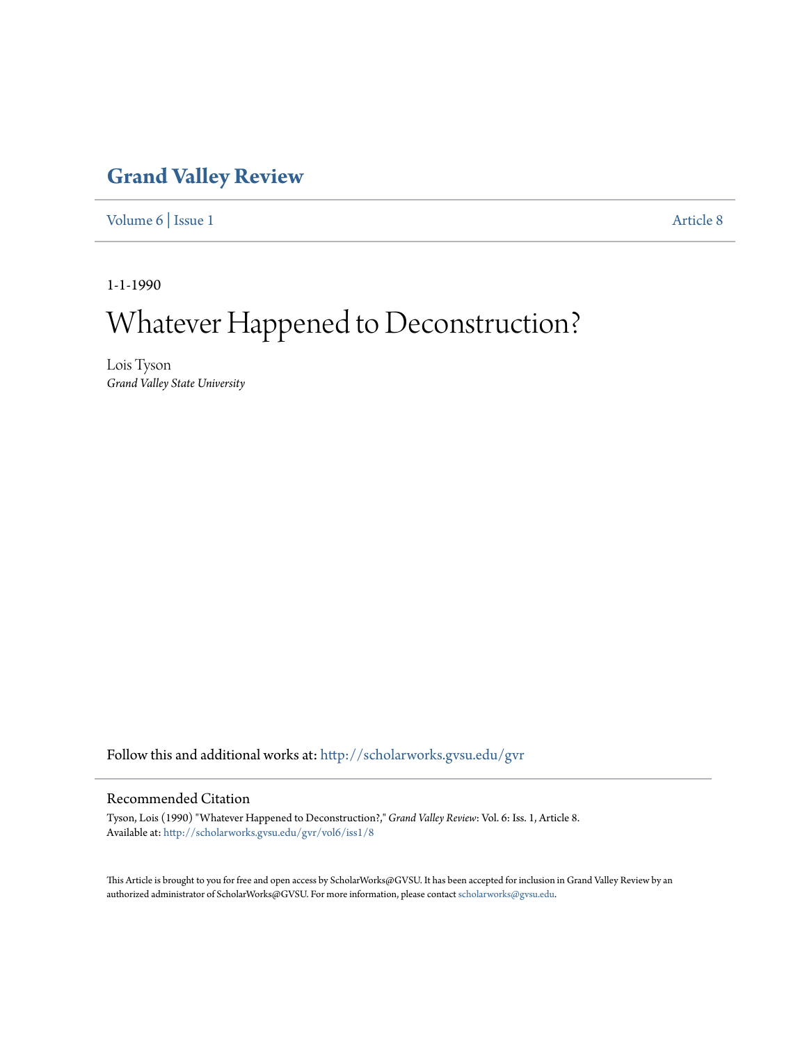# Grand Valley Review

Volume 6 | Issue 1 Article 8

1-1-1990

# Whatever Happened to Deconstruction?

Lois Tyson
*Grand Valley State University*

Follow this and additional works at: http://scholarworks.gvsu.edu/gvr

## Recommended Citation

Tyson, Lois (1990) "Whatever Happened to Deconstruction?," *Grand Valley Review*: Vol. 6: Iss. 1, Article 8.
Available at: http://scholarworks.gvsu.edu/gvr/vol6/iss1/8

This Article is brought to you for free and open access by ScholarWorks@GVSU. It has been accepted for inclusion in Grand Valley Review by an authorized administrator of ScholarWorks@GVSU. For more information, please contact scholarworks@gvsu.edu.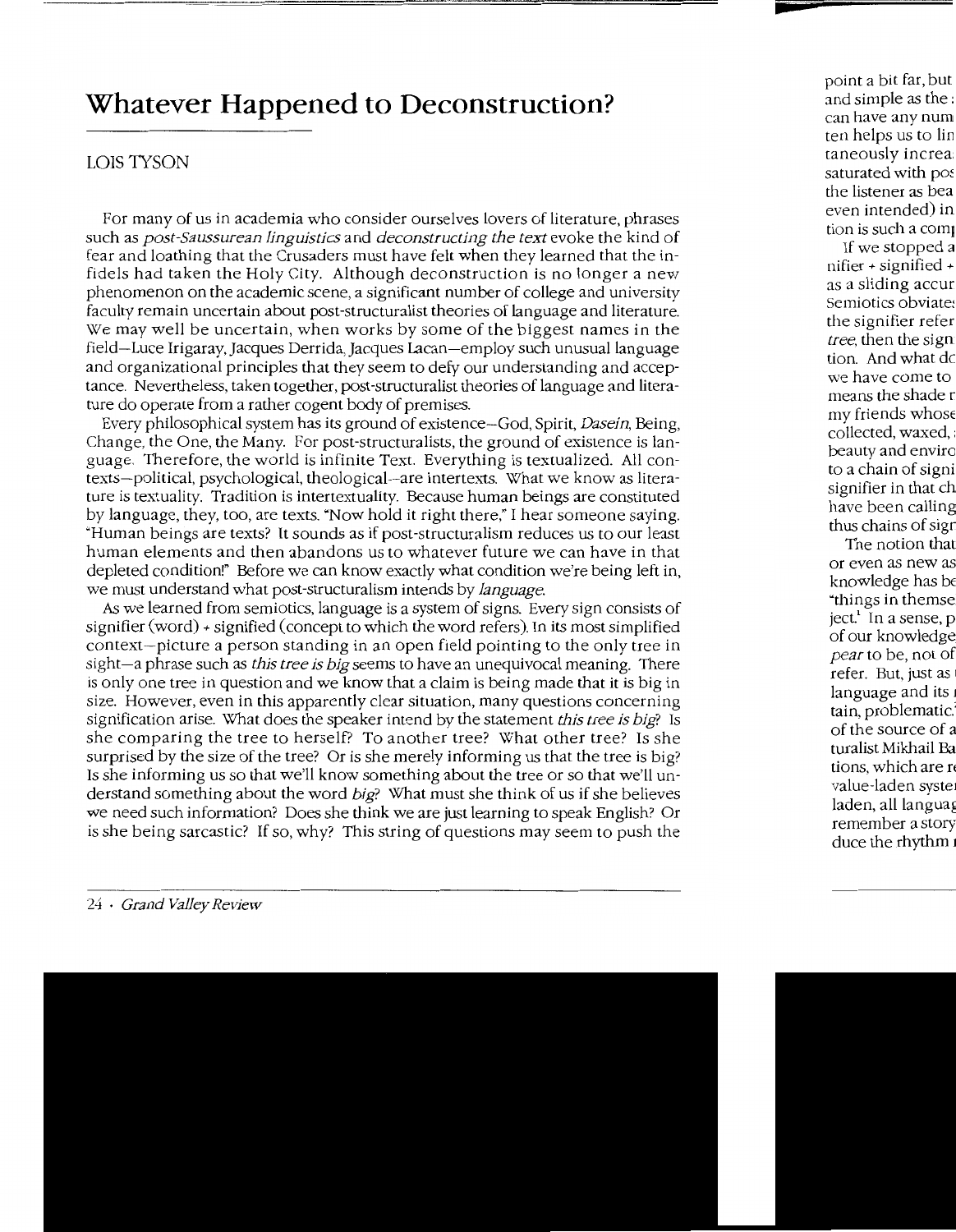# Whatever Happened to Deconstruction?

LOIS TYSON

For many of us in academia who consider ourselves lovers of literature, phrases such as *post-Saussurean linguistics* and *deconstructing the text* evoke the kind of fear and loathing that the Crusaders must have felt when they learned that the infidels had taken the Holy City. Although deconstruction is no longer a new phenomenon on the academic scene, a significant number of college and university faculty remain uncertain about post-structuralist theories of language and literature. We may well be uncertain, when works by some of the biggest names in the field—Luce Irigaray, Jacques Derrida, Jacques Lacan—employ such unusual language and organizational principles that they seem to defy our understanding and acceptance. Nevertheless, taken together, post-structuralist theories of language and literature do operate from a rather cogent body of premises.

Every philosophical system has its ground of existence—God, Spirit, *Dasein*, Being, Change, the One, the Many. For post-structuralists, the ground of existence is language. Therefore, the world is infinite Text. Everything is textualized. All contexts—political, psychological, theological—are intertexts. What we know as literature is textuality. Tradition is intertextuality. Because human beings are constituted by language, they, too, are texts. "Now hold it right there," I hear someone saying. "Human beings are texts? It sounds as if post-structuralism reduces us to our least human elements and then abandons us to whatever future we can have in that depleted condition!" Before we can know exactly what condition we're being left in, we must understand what post-structuralism intends by *language*.

As we learned from semiotics, language is a system of signs. Every sign consists of signifier (word) + signified (concept to which the word refers). In its most simplified context—picture a person standing in an open field pointing to the only tree in sight—a phrase such as *this tree is big* seems to have an unequivocal meaning. There is only one tree in question and we know that a claim is being made that it is big in size. However, even in this apparently clear situation, many questions concerning signification arise. What does the speaker intend by the statement *this tree is big*? Is she comparing the tree to herself? To another tree? What other tree? Is she surprised by the size of the tree? Or is she merely informing us that the tree is big? Is she informing us so that we'll know something about the tree or so that we'll understand something about the word *big*? What must she think of us if she believes we need such information? Does she think we are just learning to speak English? Or is she being sarcastic? If so, why? This string of questions may seem to push the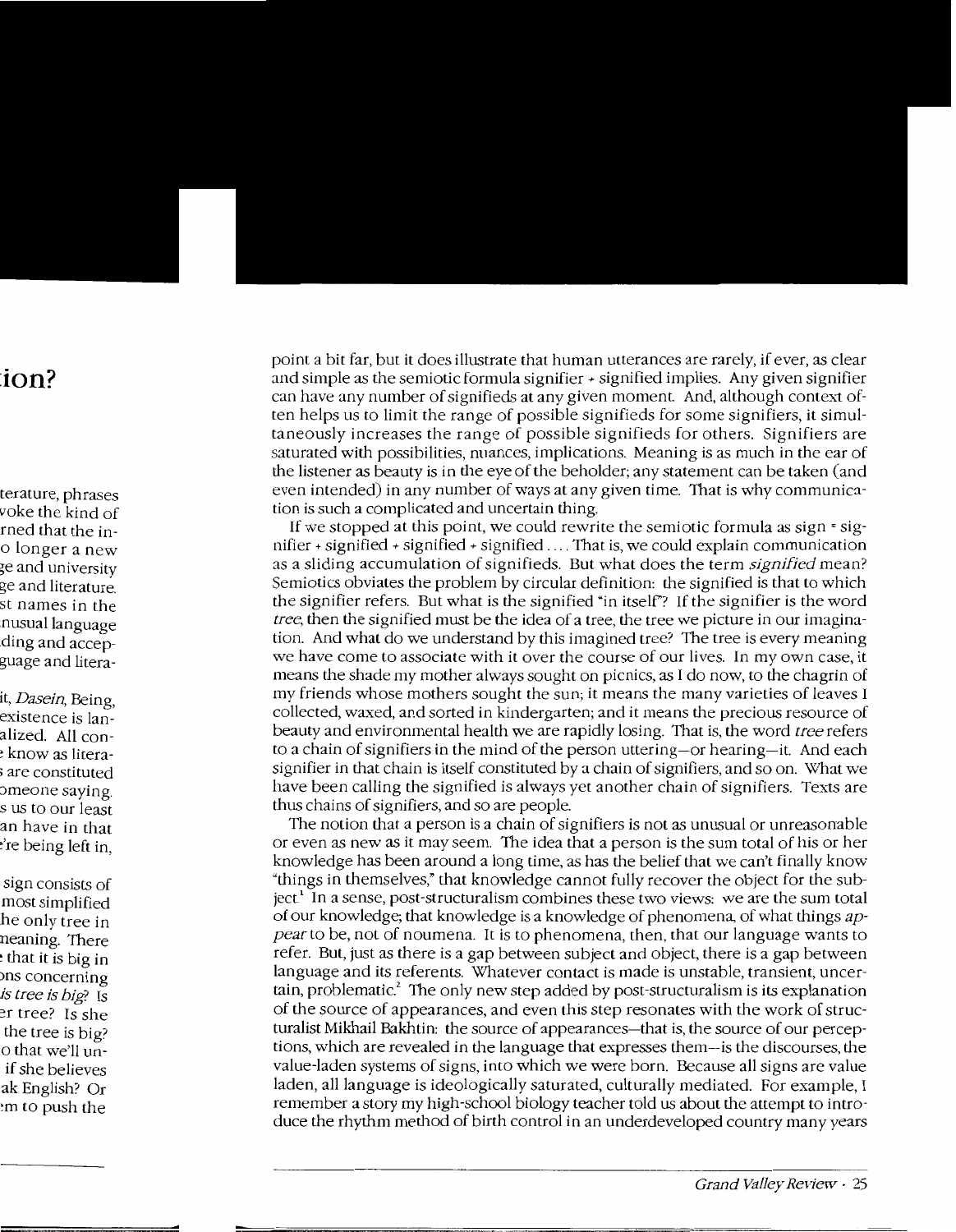point a bit far, but it does illustrate that human utterances are rarely, if ever, as clear and simple as the semiotic formula signifier + signified implies. Any given signifier can have any number of signifieds at any given moment. And, although context often helps us to limit the range of possible signifieds for some signifiers, it simultaneously increases the range of possible signifieds for others. Signifiers are saturated with possibilities, nuances, implications. Meaning is as much in the ear of the listener as beauty is in the eye of the beholder; any statement can be taken (and even intended) in any number of ways at any given time. That is why communication is such a complicated and uncertain thing.

If we stopped at this point, we could rewrite the semiotic formula as sign = signifier + signified + signified + signified .... That is, we could explain communication as a sliding accumulation of signifieds. But what does the term *signified* mean? Semiotics obviates the problem by circular definition: the signified is that to which the signifier refers. But what is the signified "in itself"? If the signifier is the word *tree*, then the signified must be the idea of a tree, the tree we picture in our imagination. And what do we understand by this imagined tree? The tree is every meaning we have come to associate with it over the course of our lives. In my own case, it means the shade my mother always sought on picnics, as I do now, to the chagrin of my friends whose mothers sought the sun; it means the many varieties of leaves I collected, waxed, and sorted in kindergarten; and it means the precious resource of beauty and environmental health we are rapidly losing. That is, the word *tree* refers to a chain of signifiers in the mind of the person uttering—or hearing—it. And each signifier in that chain is itself constituted by a chain of signifiers, and so on. What we have been calling the signified is always yet another chain of signifiers. Texts are thus chains of signifiers, and so are people.

The notion that a person is a chain of signifiers is not as unusual or unreasonable or even as new as it may seem. The idea that a person is the sum total of his or her knowledge has been around a long time, as has the belief that we can't finally know "things in themselves," that knowledge cannot fully recover the object for the subject.[1] In a sense, post-structuralism combines these two views: we are the sum total of our knowledge; that knowledge is a knowledge of phenomena, of what things *appear* to be, not of noumena. It is to phenomena, then, that our language wants to refer. But, just as there is a gap between subject and object, there is a gap between language and its referents. Whatever contact is made is unstable, transient, uncertain, problematic.[2] The only new step added by post-structuralism is its explanation of the source of appearances, and even this step resonates with the work of structuralist Mikhail Bakhtin: the source of appearances—that is, the source of our perceptions, which are revealed in the language that expresses them—is the discourses, the value-laden systems of signs, into which we were born. Because all signs are value laden, all language is ideologically saturated, culturally mediated. For example, I remember a story my high-school biology teacher told us about the attempt to introduce the rhythm method of birth control in an underdeveloped country many years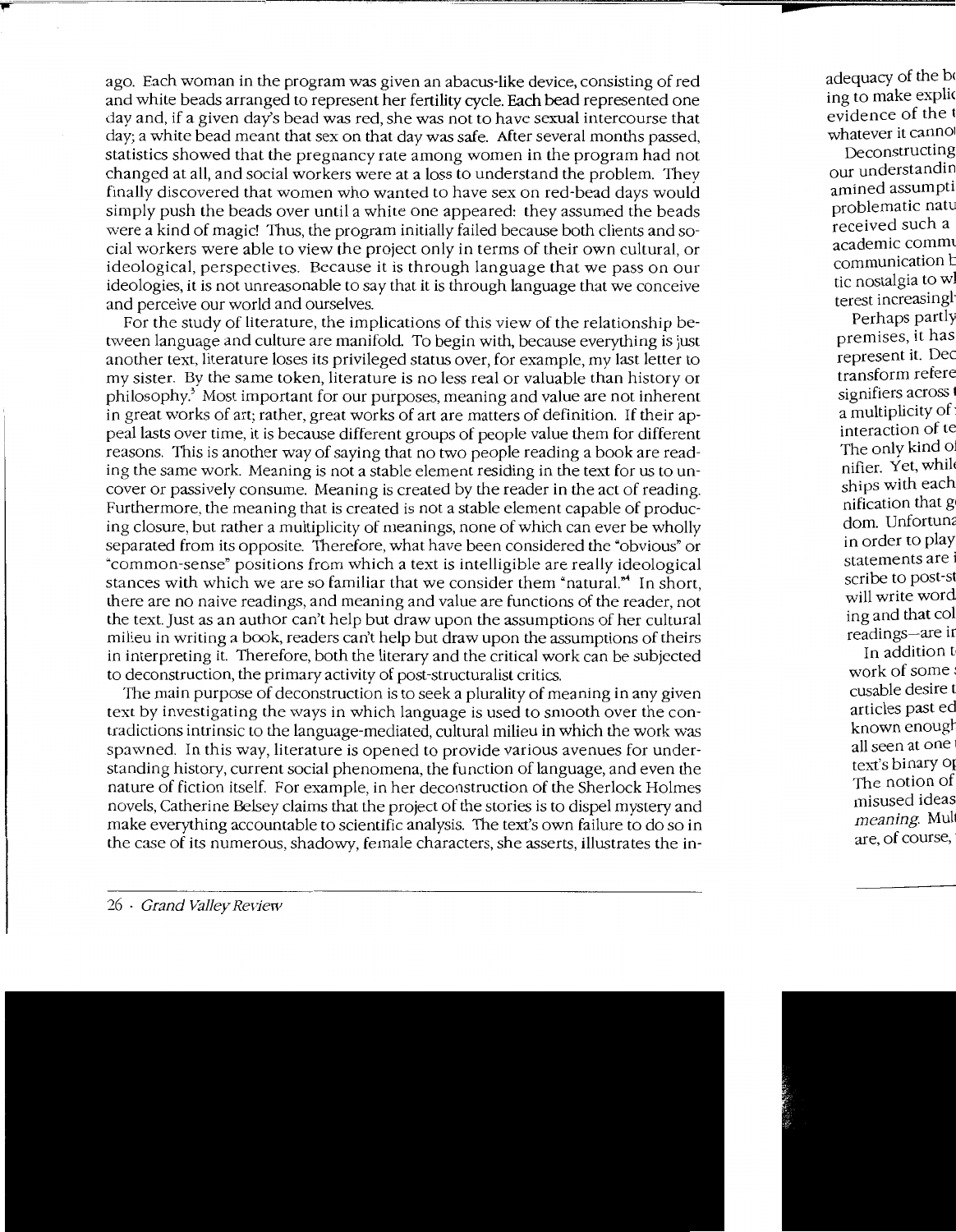ago. Each woman in the program was given an abacus-like device, consisting of red and white beads arranged to represent her fertility cycle. Each bead represented one day and, if a given day's bead was red, she was not to have sexual intercourse that day; a white bead meant that sex on that day was safe. After several months passed, statistics showed that the pregnancy rate among women in the program had not changed at all, and social workers were at a loss to understand the problem. They finally discovered that women who wanted to have sex on red-bead days would simply push the beads over until a white one appeared: they assumed the beads were a kind of magic! Thus, the program initially failed because both clients and social workers were able to view the project only in terms of their own cultural, or ideological, perspectives. Because it is through language that we pass on our ideologies, it is not unreasonable to say that it is through language that we conceive and perceive our world and ourselves.

For the study of literature, the implications of this view of the relationship between language and culture are manifold. To begin with, because everything is just another text, literature loses its privileged status over, for example, my last letter to my sister. By the same token, literature is no less real or valuable than history or philosophy.[3] Most important for our purposes, meaning and value are not inherent in great works of art; rather, great works of art are matters of definition. If their appeal lasts over time, it is because different groups of people value them for different reasons. This is another way of saying that no two people reading a book are reading the same work. Meaning is not a stable element residing in the text for us to uncover or passively consume. Meaning is created by the reader in the act of reading. Furthermore, the meaning that is created is not a stable element capable of producing closure, but rather a multiplicity of meanings, none of which can ever be wholly separated from its opposite. Therefore, what have been considered the "obvious" or "common-sense" positions from which a text is intelligible are really ideological stances with which we are so familiar that we consider them "natural."[4] In short, there are no naive readings, and meaning and value are functions of the reader, not the text. Just as an author can't help but draw upon the assumptions of her cultural milieu in writing a book, readers can't help but draw upon the assumptions of theirs in interpreting it. Therefore, both the literary and the critical work can be subjected to deconstruction, the primary activity of post-structuralist critics.

The main purpose of deconstruction is to seek a plurality of meaning in any given text by investigating the ways in which language is used to smooth over the contradictions intrinsic to the language-mediated, cultural milieu in which the work was spawned. In this way, literature is opened to provide various avenues for understanding history, current social phenomena, the function of language, and even the nature of fiction itself. For example, in her deconstruction of the Sherlock Holmes novels, Catherine Belsey claims that the project of the stories is to dispel mystery and make everything accountable to scientific analysis. The text's own failure to do so in the case of its numerous, shadowy, female characters, she asserts, illustrates the in-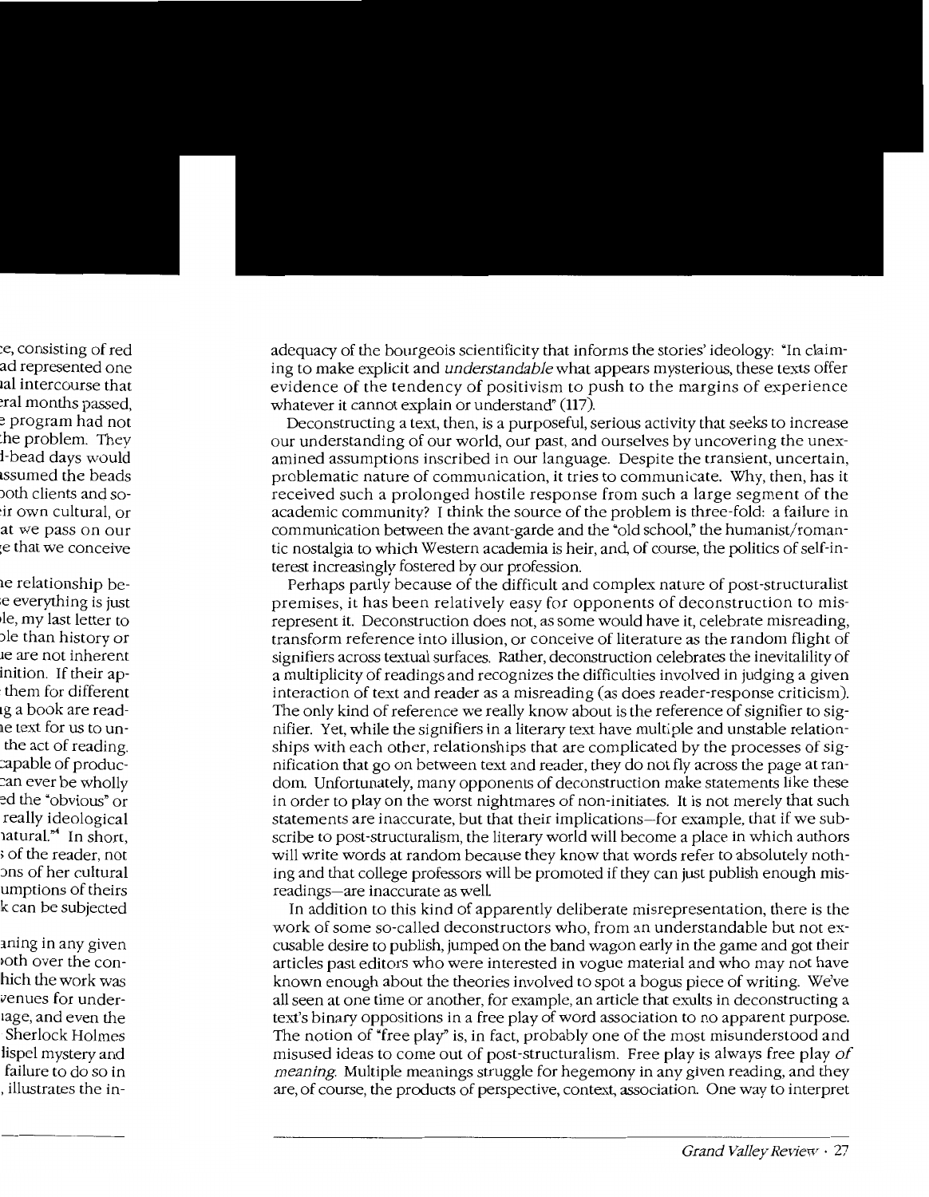adequacy of the bourgeois scientificity that informs the stories' ideology: "In claiming to make explicit and *understandable* what appears mysterious, these texts offer evidence of the tendency of positivism to push to the margins of experience whatever it cannot explain or understand" (117).

Deconstructing a text, then, is a purposeful, serious activity that seeks to increase our understanding of our world, our past, and ourselves by uncovering the unexamined assumptions inscribed in our language. Despite the transient, uncertain, problematic nature of communication, it tries to communicate. Why, then, has it received such a prolonged hostile response from such a large segment of the academic community? I think the source of the problem is three-fold: a failure in communication between the avant-garde and the "old school," the humanist/romantic nostalgia to which Western academia is heir, and, of course, the politics of self-interest increasingly fostered by our profession.

Perhaps partly because of the difficult and complex nature of post-structuralist premises, it has been relatively easy for opponents of deconstruction to misrepresent it. Deconstruction does not, as some would have it, celebrate misreading, transform reference into illusion, or conceive of literature as the random flight of signifiers across textual surfaces. Rather, deconstruction celebrates the inevitalility of a multiplicity of readings and recognizes the difficulties involved in judging a given interaction of text and reader as a misreading (as does reader-response criticism). The only kind of reference we really know about is the reference of signifier to signifier. Yet, while the signifiers in a literary text have multiple and unstable relationships with each other, relationships that are complicated by the processes of signification that go on between text and reader, they do not fly across the page at random. Unfortunately, many opponents of deconstruction make statements like these in order to play on the worst nightmares of non-initiates. It is not merely that such statements are inaccurate, but that their implications—for example, that if we subscribe to post-structuralism, the literary world will become a place in which authors will write words at random because they know that words refer to absolutely nothing and that college professors will be promoted if they can just publish enough misreadings—are inaccurate as well.

In addition to this kind of apparently deliberate misrepresentation, there is the work of some so-called deconstructors who, from an understandable but not excusable desire to publish, jumped on the band wagon early in the game and got their articles past editors who were interested in vogue material and who may not have known enough about the theories involved to spot a bogus piece of writing. We've all seen at one time or another, for example, an article that exults in deconstructing a text's binary oppositions in a free play of word association to no apparent purpose. The notion of "free play" is, in fact, probably one of the most misunderstood and misused ideas to come out of post-structuralism. Free play is always free play *of meaning*. Multiple meanings struggle for hegemony in any given reading, and they are, of course, the products of perspective, context, association. One way to interpret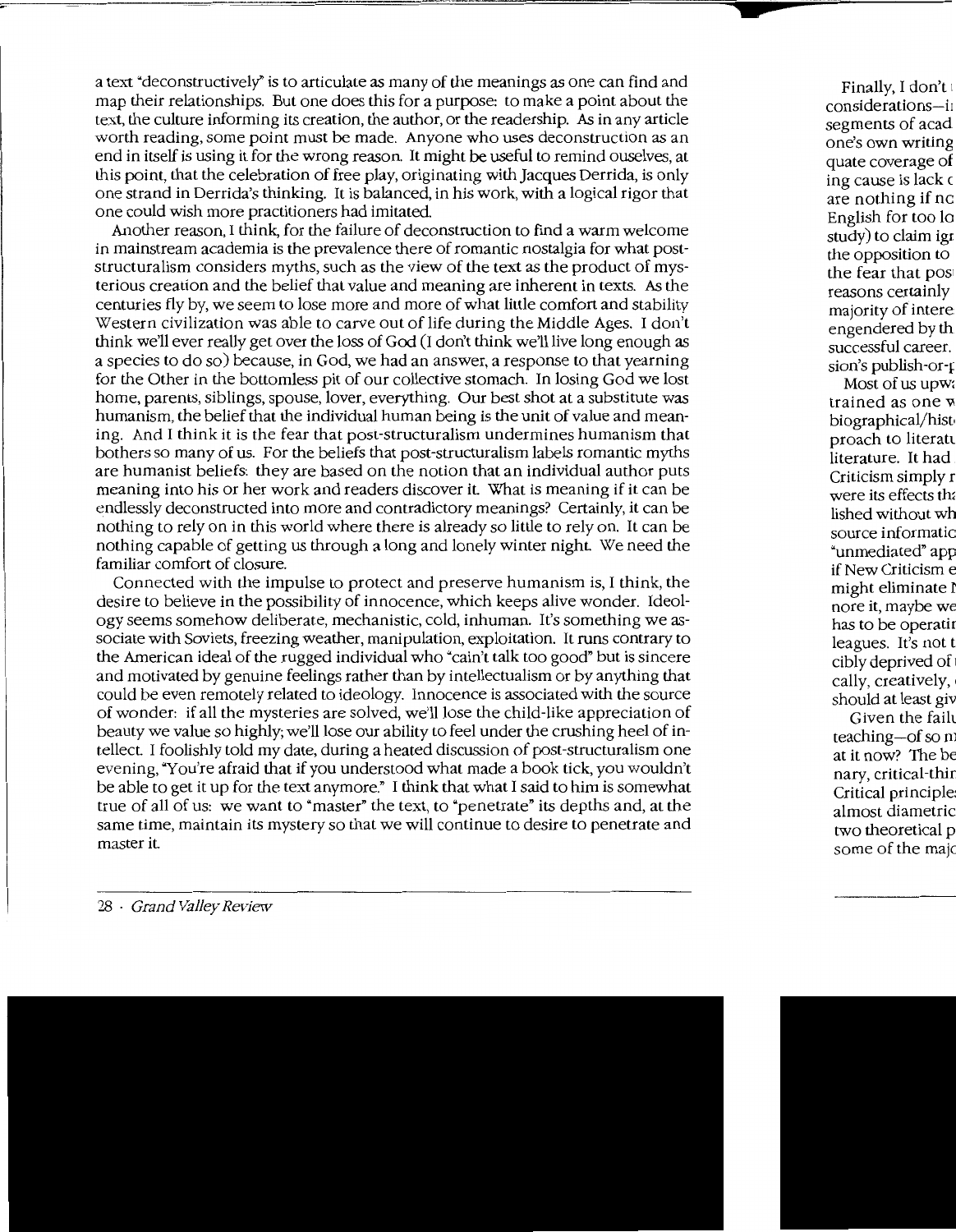a text "deconstructively" is to articulate as many of the meanings as one can find and map their relationships. But one does this for a purpose: to make a point about the text, the culture informing its creation, the author, or the readership. As in any article worth reading, some point must be made. Anyone who uses deconstruction as an end in itself is using it for the wrong reason. It might be useful to remind ouselves, at this point, that the celebration of free play, originating with Jacques Derrida, is only one strand in Derrida's thinking. It is balanced, in his work, with a logical rigor that one could wish more practitioners had imitated.

Another reason, I think, for the failure of deconstruction to find a warm welcome in mainstream academia is the prevalence there of romantic nostalgia for what post-structuralism considers myths, such as the view of the text as the product of mysterious creation and the belief that value and meaning are inherent in texts. As the centuries fly by, we seem to lose more and more of what little comfort and stability Western civilization was able to carve out of life during the Middle Ages. I don't think we'll ever really get over the loss of God (I don't think we'll live long enough as a species to do so) because, in God, we had an answer, a response to that yearning for the Other in the bottomless pit of our collective stomach. In losing God we lost home, parents, siblings, spouse, lover, everything. Our best shot at a substitute was humanism, the belief that the individual human being is the unit of value and meaning. And I think it is the fear that post-structuralism undermines humanism that bothers so many of us. For the beliefs that post-structuralism labels romantic myths are humanist beliefs: they are based on the notion that an individual author puts meaning into his or her work and readers discover it. What is meaning if it can be endlessly deconstructed into more and contradictory meanings? Certainly, it can be nothing to rely on in this world where there is already so little to rely on. It can be nothing capable of getting us through a long and lonely winter night. We need the familiar comfort of closure.

Connected with the impulse to protect and preserve humanism is, I think, the desire to believe in the possibility of innocence, which keeps alive wonder. Ideology seems somehow deliberate, mechanistic, cold, inhuman. It's something we associate with Soviets, freezing weather, manipulation, exploitation. It runs contrary to the American ideal of the rugged individual who "cain't talk too good" but is sincere and motivated by genuine feelings rather than by intellectualism or by anything that could be even remotely related to ideology. Innocence is associated with the source of wonder: if all the mysteries are solved, we'll lose the child-like appreciation of beauty we value so highly; we'll lose our ability to feel under the crushing heel of intellect. I foolishly told my date, during a heated discussion of post-structuralism one evening, "You're afraid that if you understood what made a book tick, you wouldn't be able to get it up for the text anymore." I think that what I said to him is somewhat true of all of us: we want to "master" the text, to "penetrate" its depths and, at the same time, maintain its mystery so that we will continue to desire to penetrate and master it.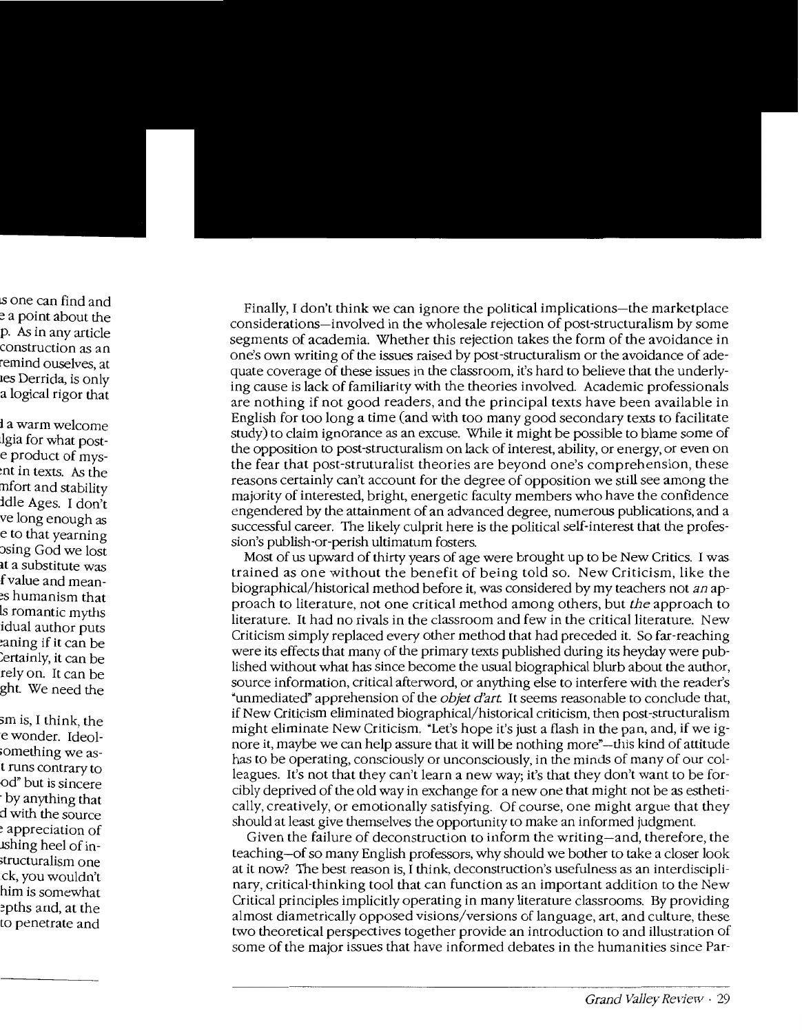Finally, I don't think we can ignore the political implications—the marketplace considerations—involved in the wholesale rejection of post-structuralism by some segments of academia. Whether this rejection takes the form of the avoidance in one's own writing of the issues raised by post-structuralism or the avoidance of adequate coverage of these issues in the classroom, it's hard to believe that the underlying cause is lack of familiarity with the theories involved. Academic professionals are nothing if not good readers, and the principal texts have been available in English for too long a time (and with too many good secondary texts to facilitate study) to claim ignorance as an excuse. While it might be possible to blame some of the opposition to post-structuralism on lack of interest, ability, or energy, or even on the fear that post-struturalist theories are beyond one's comprehension, these reasons certainly can't account for the degree of opposition we still see among the majority of interested, bright, energetic faculty members who have the confidence engendered by the attainment of an advanced degree, numerous publications, and a successful career. The likely culprit here is the political self-interest that the profession's publish-or-perish ultimatum fosters.

Most of us upward of thirty years of age were brought up to be New Critics. I was trained as one without the benefit of being told so. New Criticism, like the biographical/historical method before it, was considered by my teachers not *an* approach to literature, not one critical method among others, but *the* approach to literature. It had no rivals in the classroom and few in the critical literature. New Criticism simply replaced every other method that had preceded it. So far-reaching were its effects that many of the primary texts published during its heyday were published without what has since become the usual biographical blurb about the author, source information, critical afterword, or anything else to interfere with the reader's "unmediated" apprehension of the *objet d'art*. It seems reasonable to conclude that, if New Criticism eliminated biographical/historical criticism, then post-structuralism might eliminate New Criticism. "Let's hope it's just a flash in the pan, and, if we ignore it, maybe we can help assure that it will be nothing more"—this kind of attitude has to be operating, consciously or unconsciously, in the minds of many of our colleagues. It's not that they can't learn a new way; it's that they don't want to be forcibly deprived of the old way in exchange for a new one that might not be as esthetically, creatively, or emotionally satisfying. Of course, one might argue that they should at least give themselves the opportunity to make an informed judgment.

Given the failure of deconstruction to inform the writing—and, therefore, the teaching—of so many English professors, why should we bother to take a closer look at it now? The best reason is, I think, deconstruction's usefulness as an interdisciplinary, critical-thinking tool that can function as an important addition to the New Critical principles implicitly operating in many literature classrooms. By providing almost diametrically opposed visions/versions of language, art, and culture, these two theoretical perspectives together provide an introduction to and illustration of some of the major issues that have informed debates in the humanities since Par-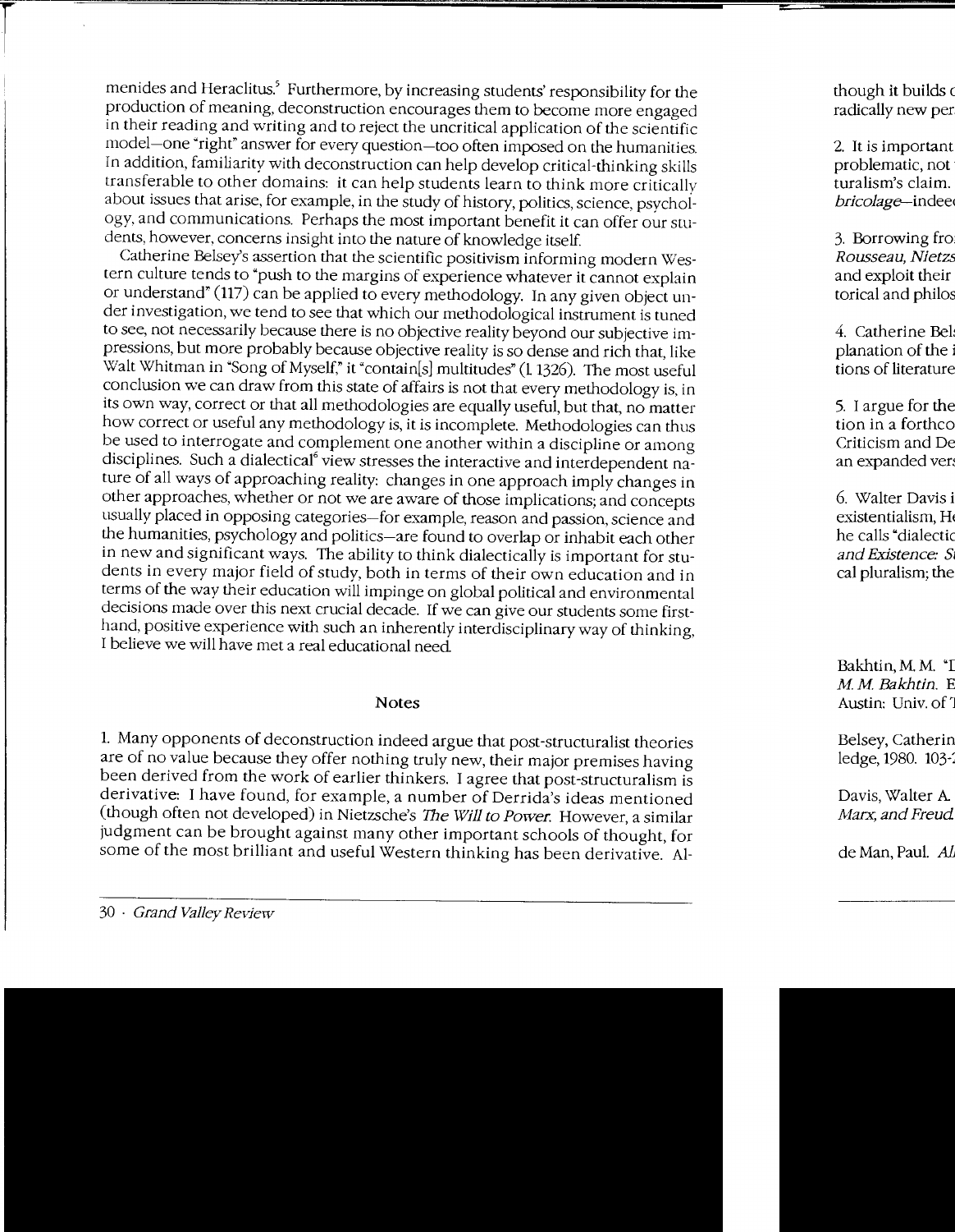menides and Heraclitus.[5] Furthermore, by increasing students' responsibility for the production of meaning, deconstruction encourages them to become more engaged in their reading and writing and to reject the uncritical application of the scientific model—one "right" answer for every question—too often imposed on the humanities. In addition, familiarity with deconstruction can help develop critical-thinking skills transferable to other domains: it can help students learn to think more critically about issues that arise, for example, in the study of history, politics, science, psychology, and communications. Perhaps the most important benefit it can offer our students, however, concerns insight into the nature of knowledge itself.

Catherine Belsey's assertion that the scientific positivism informing modern Western culture tends to "push to the margins of experience whatever it cannot explain or understand" (117) can be applied to every methodology. In any given object under investigation, we tend to see that which our methodological instrument is tuned to see, not necessarily because there is no objective reality beyond our subjective impressions, but more probably because objective reality is so dense and rich that, like Walt Whitman in "Song of Myself," it "contain[s] multitudes" (l. 1326). The most useful conclusion we can draw from this state of affairs is not that every methodology is, in its own way, correct or that all methodologies are equally useful, but that, no matter how correct or useful any methodology is, it is incomplete. Methodologies can thus be used to interrogate and complement one another within a discipline or among disciplines. Such a dialectical[6] view stresses the interactive and interdependent nature of all ways of approaching reality: changes in one approach imply changes in other approaches, whether or not we are aware of those implications; and concepts usually placed in opposing categories—for example, reason and passion, science and the humanities, psychology and politics—are found to overlap or inhabit each other in new and significant ways. The ability to think dialectically is important for students in every major field of study, both in terms of their own education and in terms of the way their education will impinge on global political and environmental decisions made over this next crucial decade. If we can give our students some first-hand, positive experience with such an inherently interdisciplinary way of thinking, I believe we will have met a real educational need.

## Notes

1. Many opponents of deconstruction indeed argue that post-structuralist theories are of no value because they offer nothing truly new, their major premises having been derived from the work of earlier thinkers. I agree that post-structuralism is derivative: I have found, for example, a number of Derrida's ideas mentioned (though often not developed) in Nietzsche's *The Will to Power*. However, a similar judgment can be brought against many other important schools of thought, for some of the most brilliant and useful Western thinking has been derivative. Al-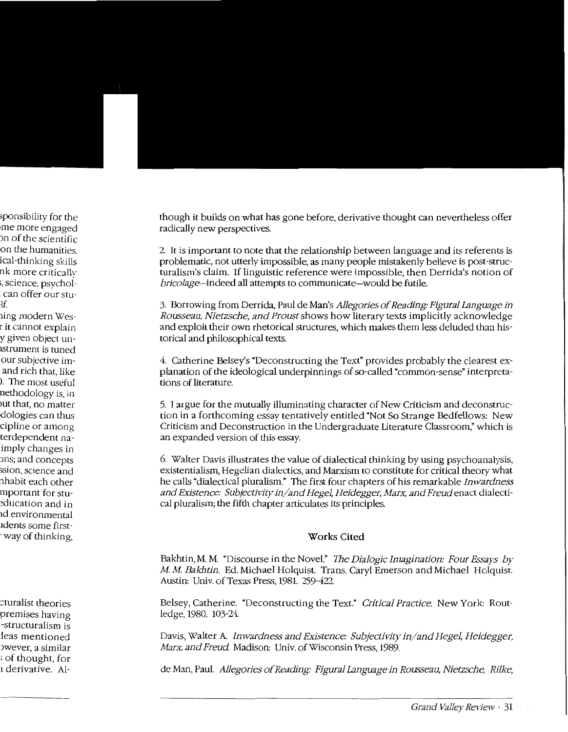though it builds on what has gone before, derivative thought can nevertheless offer radically new perspectives.

2. It is important to note that the relationship between language and its referents is problematic, not utterly impossible, as many people mistakenly believe is post-structuralism's claim. If linguistic reference were impossible, then Derrida's notion of *bricolage*—indeed all attempts to communicate—would be futile.

3. Borrowing from Derrida, Paul de Man's *Allegories of Reading: Figural Language in Rousseau, Nietzsche, and Proust* shows how literary texts implicitly acknowledge and exploit their own rhetorical structures, which makes them less deluded than historical and philosophical texts.

4. Catherine Belsey's "Deconstructing the Text" provides probably the clearest explanation of the ideological underpinnings of so-called "common-sense" interpretations of literature.

5. I argue for the mutually illuminating character of New Criticism and deconstruction in a forthcoming essay tentatively entitled "Not So Strange Bedfellows: New Criticism and Deconstruction in the Undergraduate Literature Classroom," which is an expanded version of this essay.

6. Walter Davis illustrates the value of dialectical thinking by using psychoanalysis, existentialism, Hegelian dialectics, and Marxism to constitute for critical theory what he calls "dialectical pluralism." The first four chapters of his remarkable *Inwardness and Existence: Subjectivity in/and Hegel, Heidegger, Marx, and Freud* enact dialectical pluralism; the fifth chapter articulates its principles.

## Works Cited

Bakhtin, M. M. "Discourse in the Novel." *The Dialogic Imagination: Four Essays by M. M. Bakhtin*. Ed. Michael Holquist. Trans. Caryl Emerson and Michael Holquist. Austin: Univ. of Texas Press, 1981. 259-422.

Belsey, Catherine. "Deconstructing the Text." *Critical Practice*. New York: Routledge, 1980. 103-24.

Davis, Walter A. *Inwardness and Existence: Subjectivity in/and Hegel, Heidegger, Marx, and Freud*. Madison: Univ. of Wisconsin Press, 1989.

de Man, Paul. *Allegories of Reading: Figural Language in Rousseau, Nietzsche, Rilke,*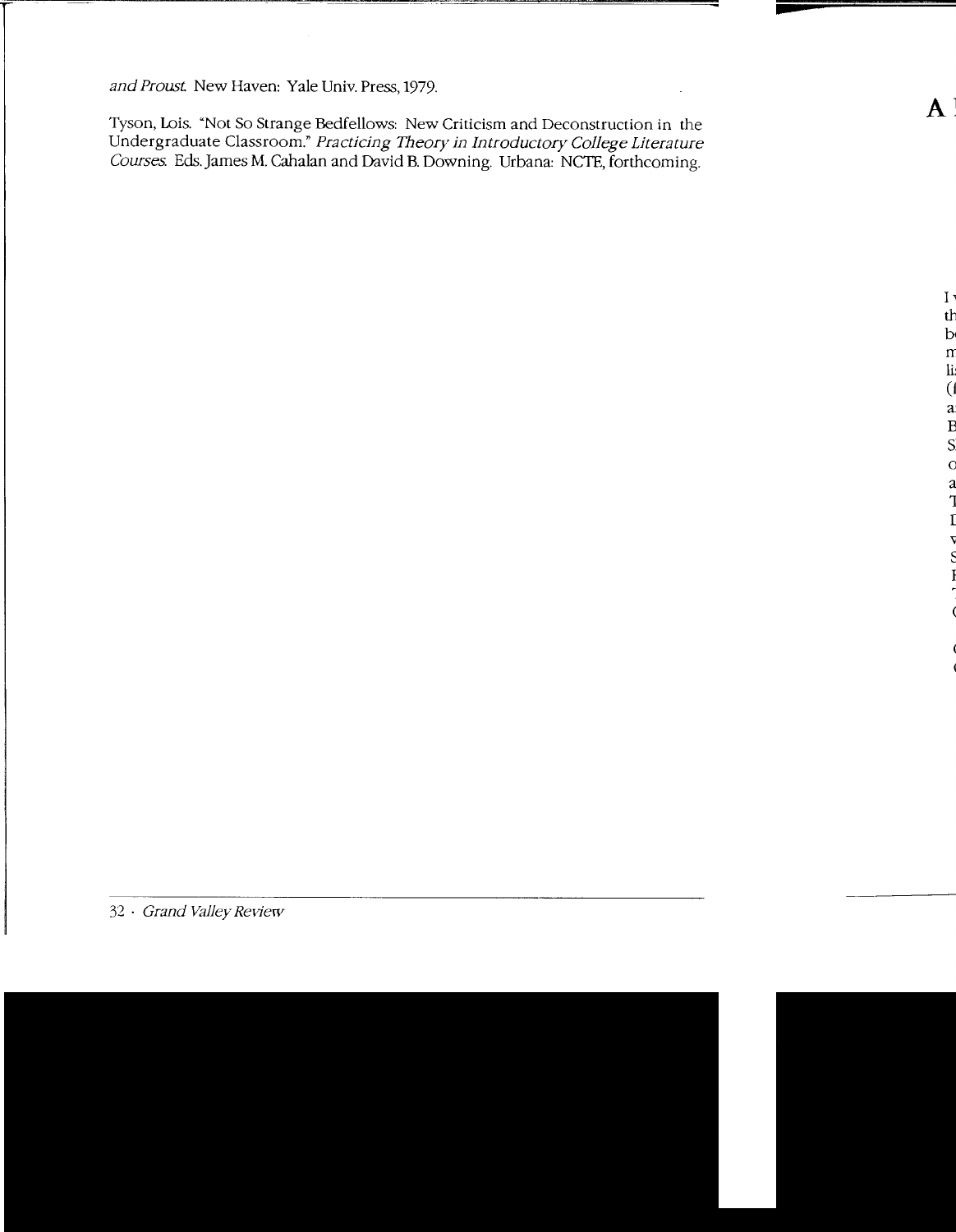*and Proust.* New Haven: Yale Univ. Press, 1979.

Tyson, Lois. "Not So Strange Bedfellows: New Criticism and Deconstruction in the Undergraduate Classroom." *Practicing Theory in Introductory College Literature Courses.* Eds. James M. Cahalan and David B. Downing. Urbana: NCTE, forthcoming.